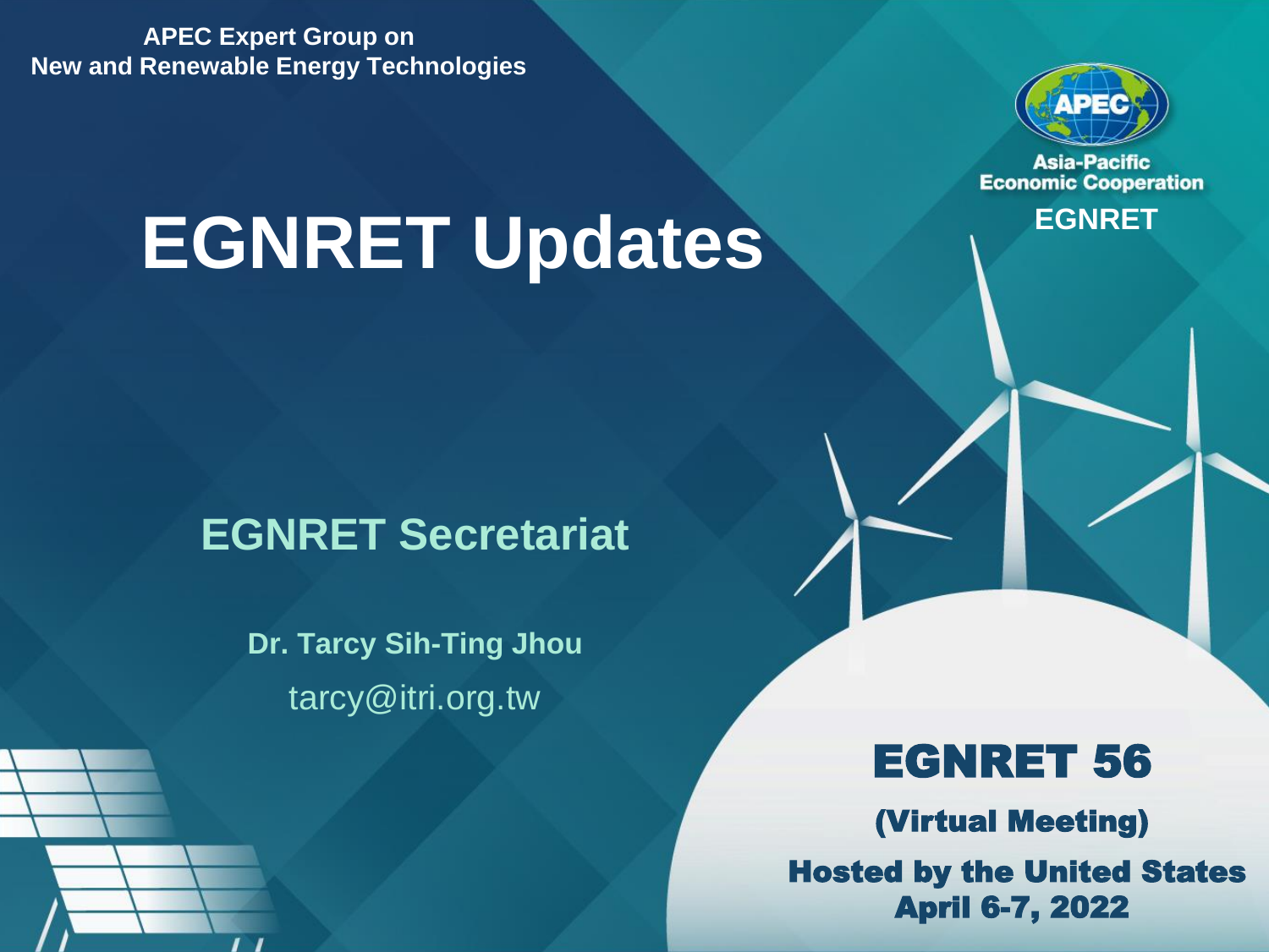APEC Expert Group on
New and Renewable Energy Technologies

Asia-Pacific Economic Cooperation

EGNRET

# EGNRET Updates

## EGNRET Secretariat

**Dr. Tarcy Sih-Ting Jhou**

tarcy@itri.org.tw

**EGNRET 56**

**(Virtual Meeting)**

**Hosted by the United States**
**April 6-7, 2022**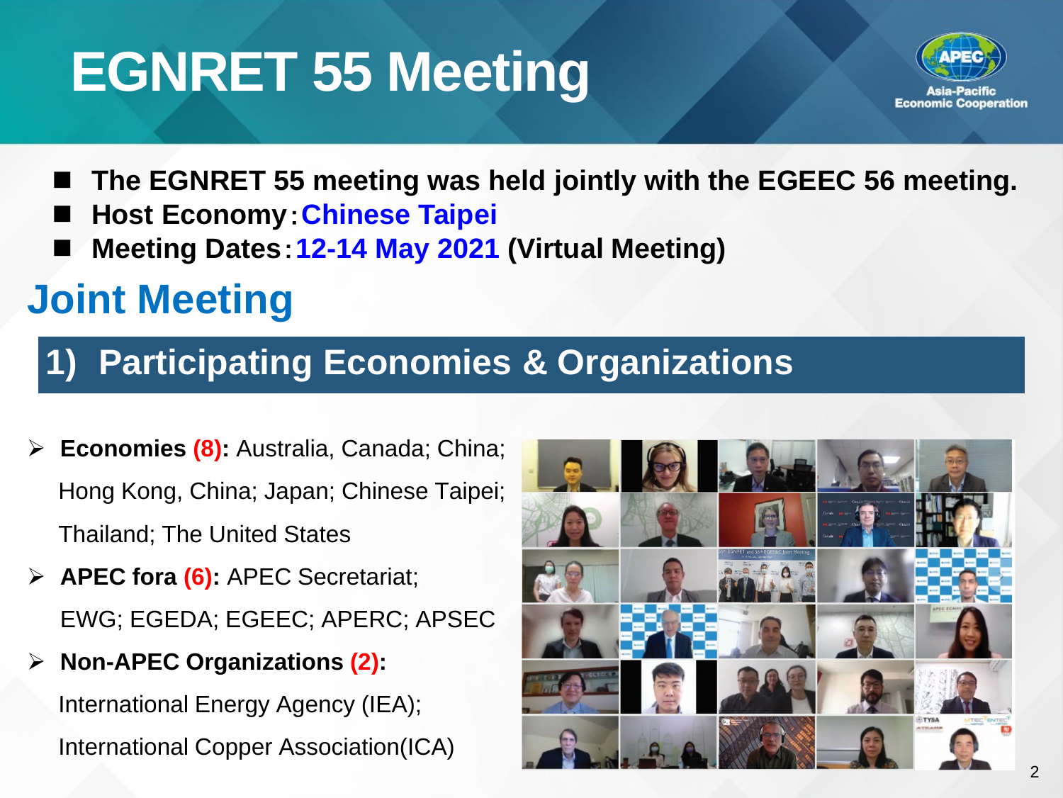# EGNRET 55 Meeting

- The EGNRET 55 meeting was held jointly with the EGEEC 56 meeting.
- Host Economy：Chinese Taipei
- Meeting Dates：12-14 May 2021 (Virtual Meeting)

## Joint Meeting

### 1) Participating Economies & Organizations

- **Economies (8):** Australia, Canada; China; Hong Kong, China; Japan; Chinese Taipei; Thailand; The United States
- **APEC fora (6):** APEC Secretariat; EWG; EGEDA; EGEEC; APERC; APSEC
- **Non-APEC Organizations (2):** International Energy Agency (IEA); International Copper Association(ICA)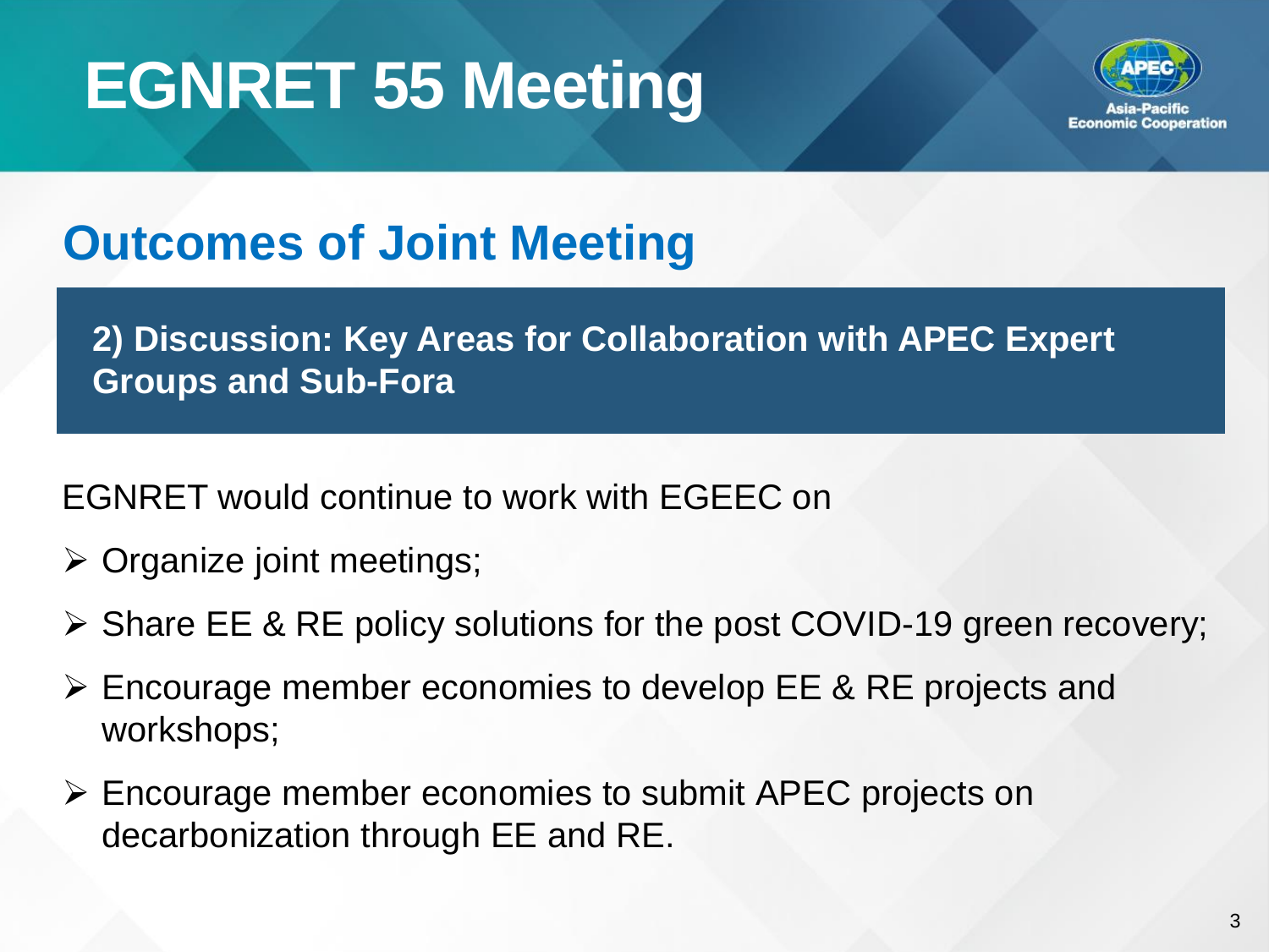# EGNRET 55 Meeting

## Outcomes of Joint Meeting

### 2) Discussion: Key Areas for Collaboration with APEC Expert Groups and Sub-Fora

EGNRET would continue to work with EGEEC on

- Organize joint meetings;
- Share EE & RE policy solutions for the post COVID-19 green recovery;
- Encourage member economies to develop EE & RE projects and workshops;
- Encourage member economies to submit APEC projects on decarbonization through EE and RE.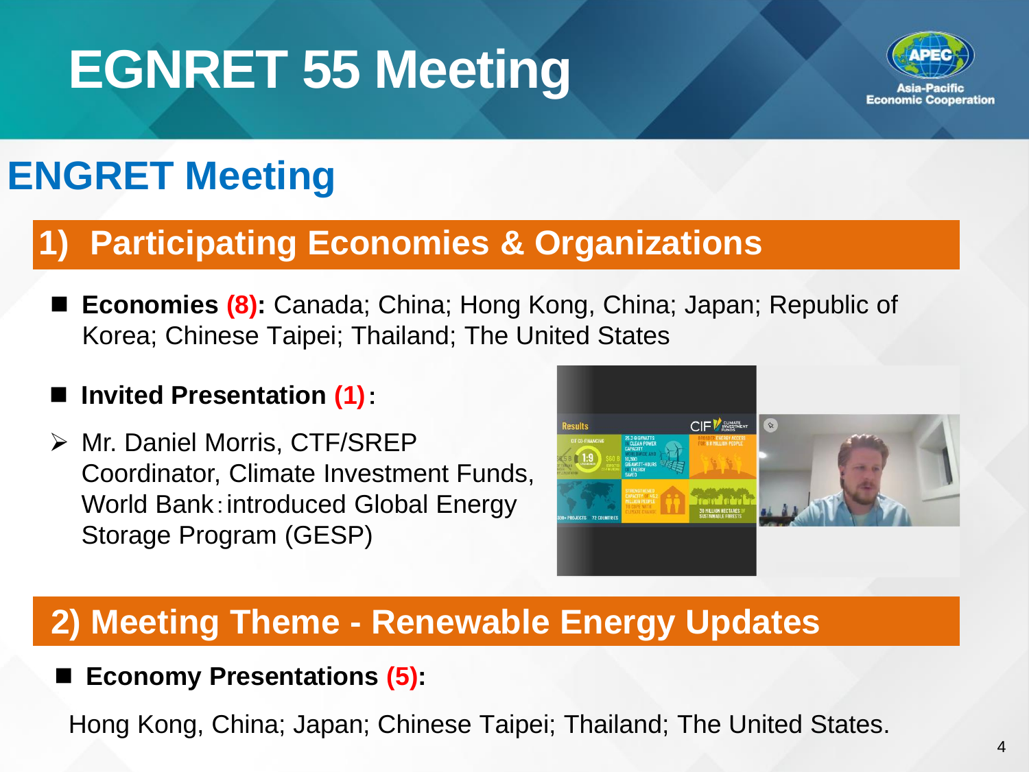# EGNRET 55 Meeting

## ENGRET Meeting

### 1) Participating Economies & Organizations

- **Economies (8):** Canada; China; Hong Kong, China; Japan; Republic of Korea; Chinese Taipei; Thailand; The United States

- **Invited Presentation (1):**

  - Mr. Daniel Morris, CTF/SREP Coordinator, Climate Investment Funds, World Bank：introduced Global Energy Storage Program (GESP)

### 2) Meeting Theme - Renewable Energy Updates

- **Economy Presentations (5):**

Hong Kong, China; Japan; Chinese Taipei; Thailand; The United States.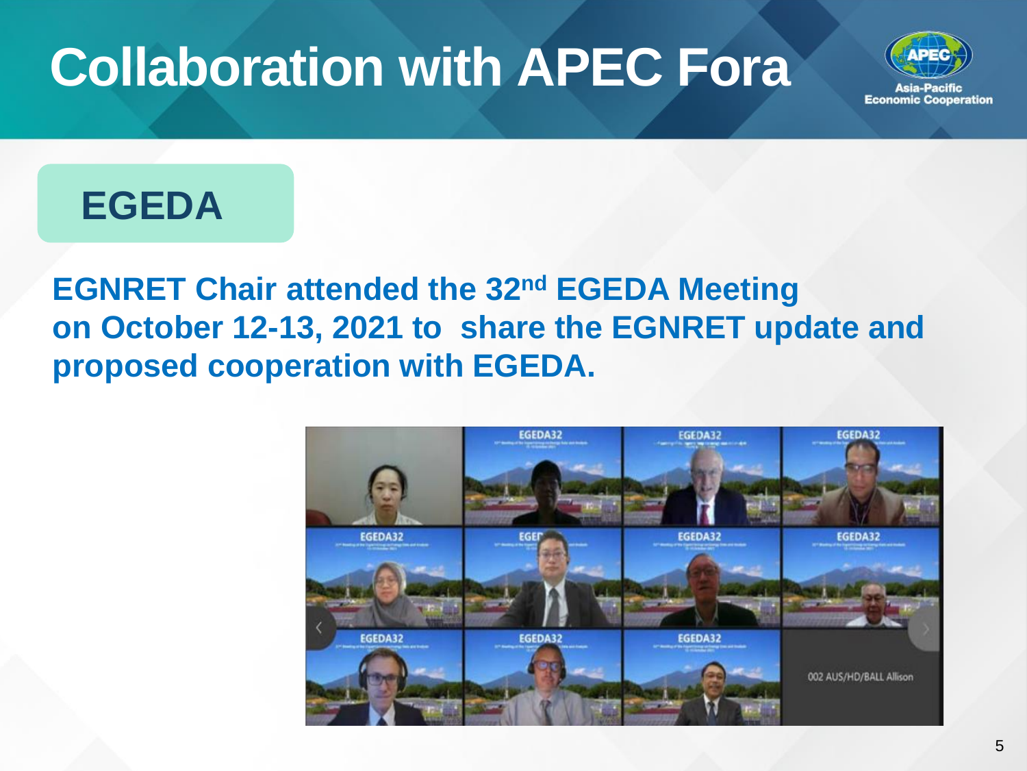# Collaboration with APEC Fora

## EGEDA

**EGNRET Chair attended the 32nd EGEDA Meeting on October 12-13, 2021 to share the EGNRET update and proposed cooperation with EGEDA.**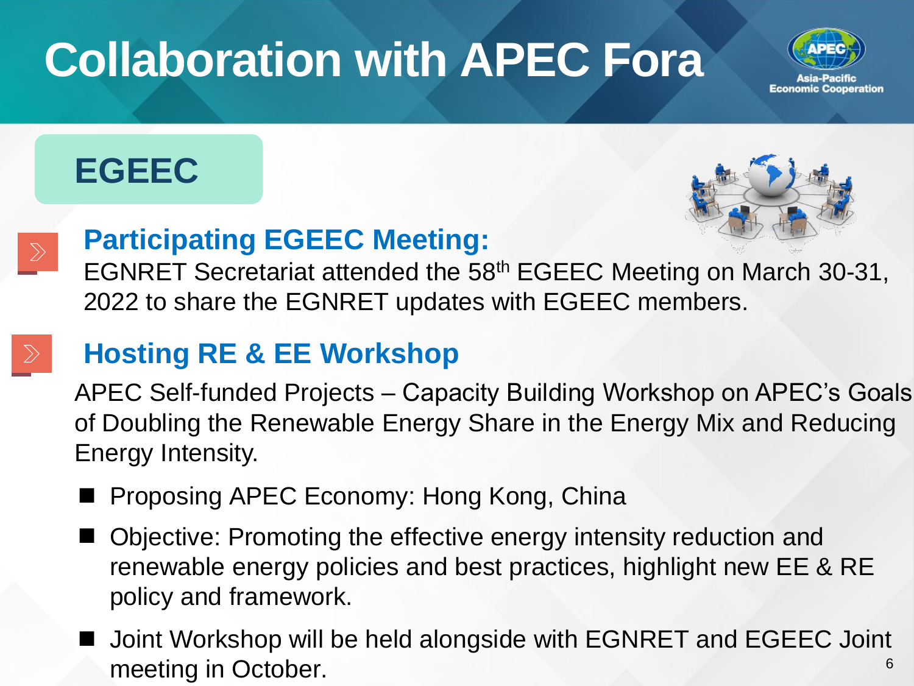# Collaboration with APEC Fora

## EGEEC

### Participating EGEEC Meeting:

EGNRET Secretariat attended the 58th EGEEC Meeting on March 30-31, 2022 to share the EGNRET updates with EGEEC members.

### Hosting RE & EE Workshop

APEC Self-funded Projects – Capacity Building Workshop on APEC's Goals of Doubling the Renewable Energy Share in the Energy Mix and Reducing Energy Intensity.

- Proposing APEC Economy: Hong Kong, China
- Objective: Promoting the effective energy intensity reduction and renewable energy policies and best practices, highlight new EE & RE policy and framework.
- Joint Workshop will be held alongside with EGNRET and EGEEC Joint meeting in October.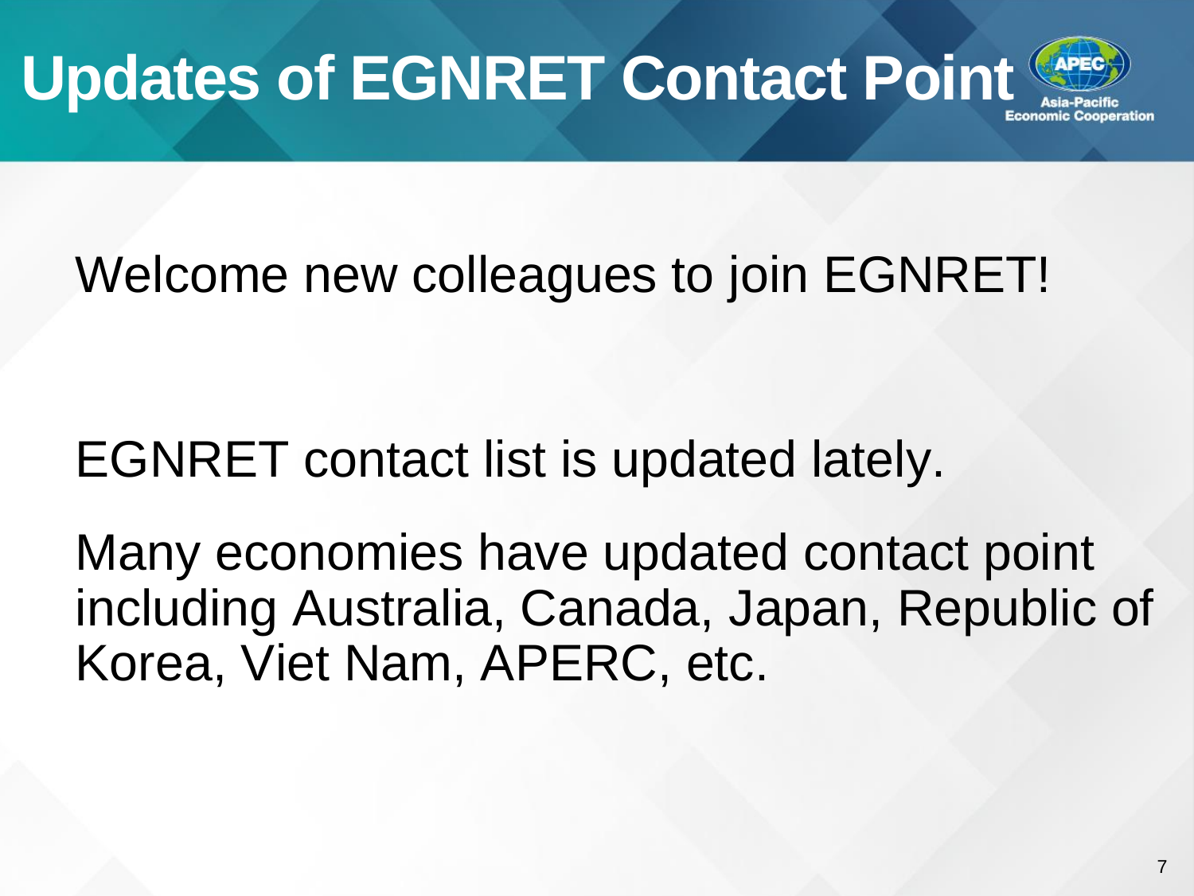# Updates of EGNRET Contact Point

Welcome new colleagues to join EGNRET!

EGNRET contact list is updated lately.

Many economies have updated contact point including Australia, Canada, Japan, Republic of Korea, Viet Nam, APERC, etc.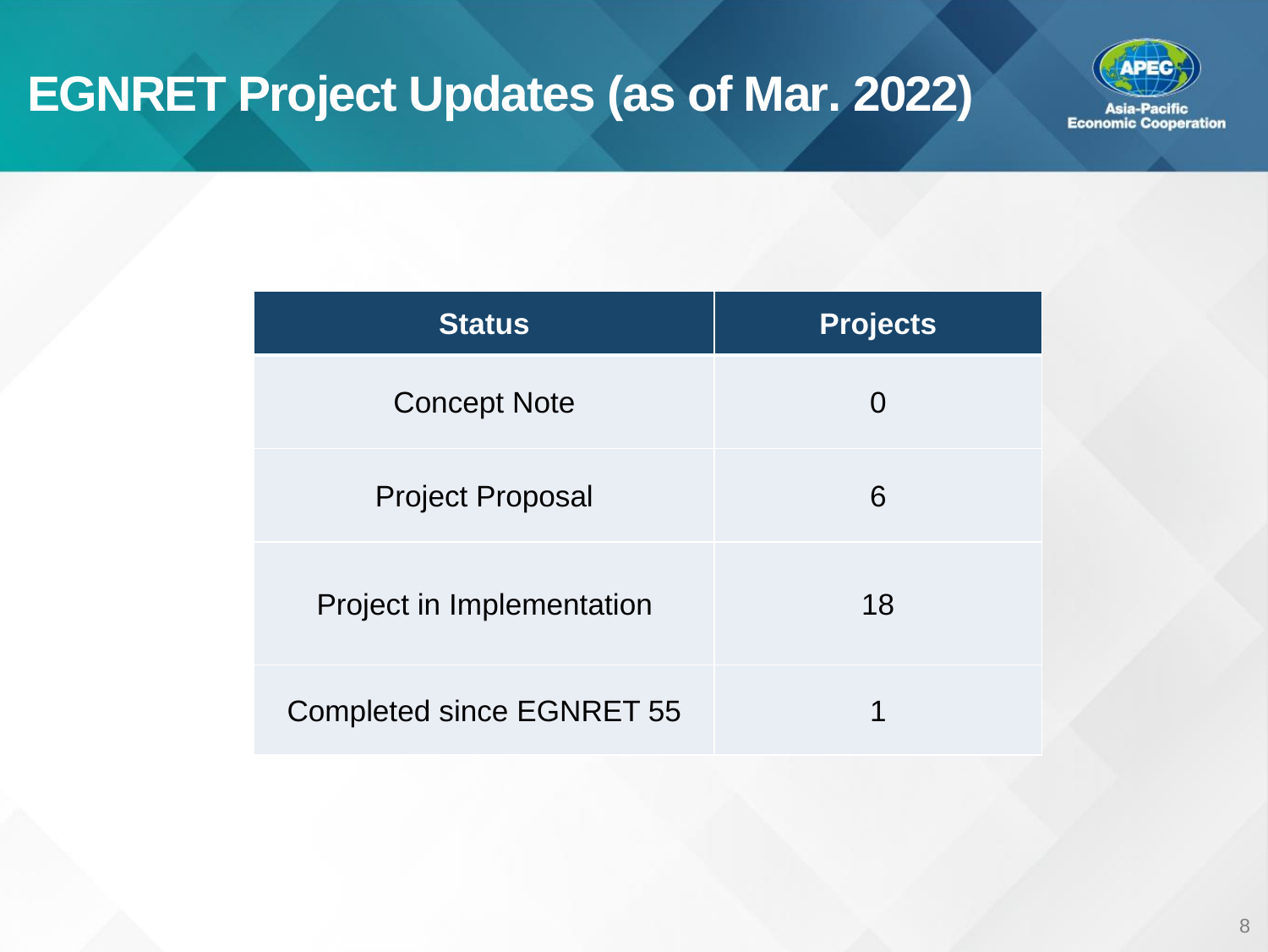# EGNRET Project Updates (as of Mar. 2022)

| Status | Projects |
| --- | --- |
| Concept Note | 0 |
| Project Proposal | 6 |
| Project in Implementation | 18 |
| Completed since EGNRET 55 | 1 |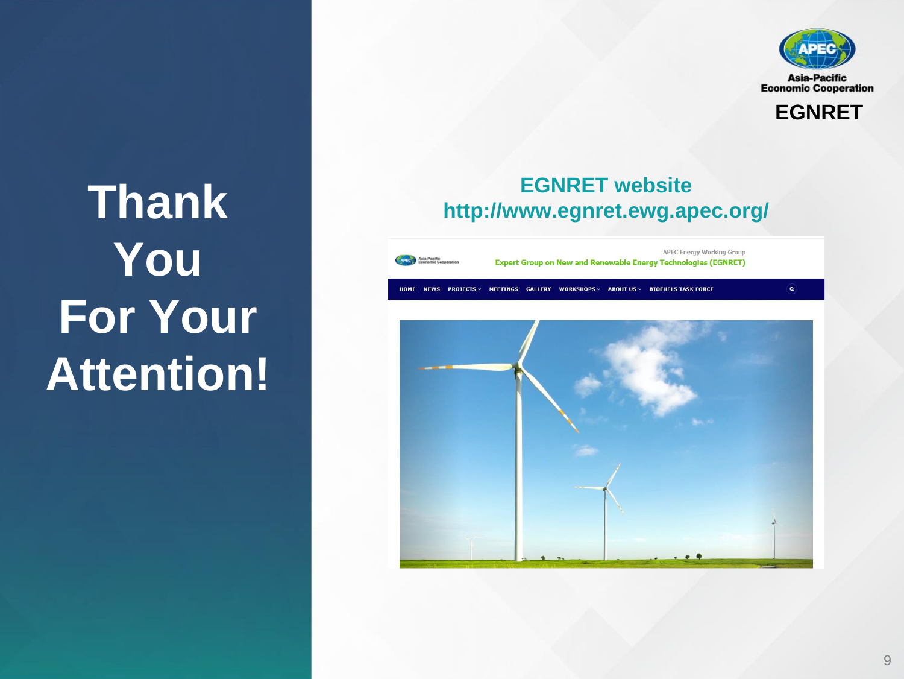# Thank You For Your Attention!

Asia-Pacific Economic Cooperation

EGNRET

**EGNRET website**
**http://www.egnret.ewg.apec.org/**

APEC Energy Working Group
Expert Group on New and Renewable Energy Technologies (EGNRET)

HOME NEWS PROJECTS MEETINGS GALLERY WORKSHOPS ABOUT US BIOFUELS TASK FORCE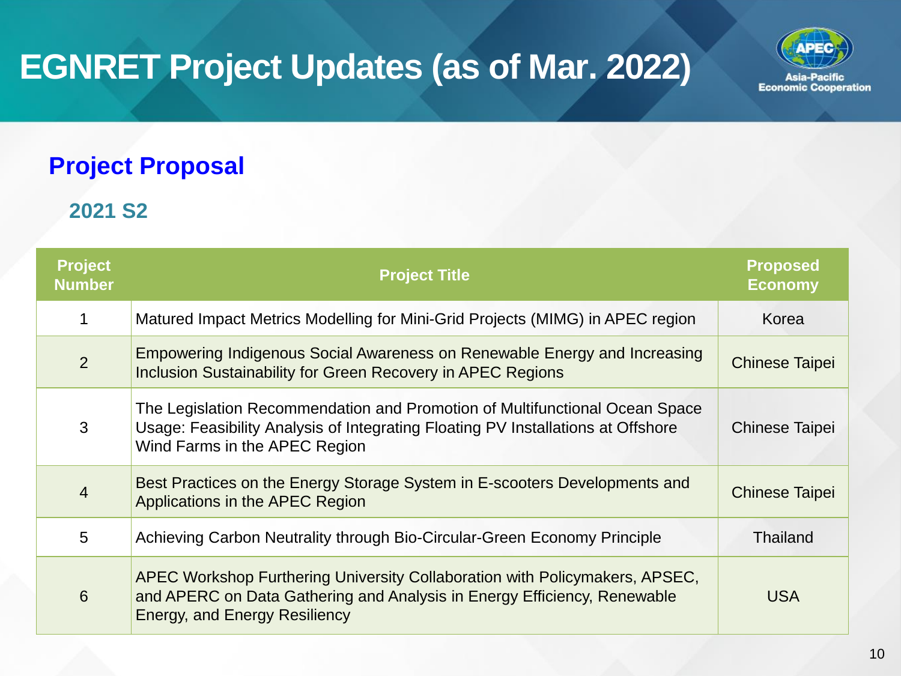# EGNRET Project Updates (as of Mar. 2022)

## Project Proposal

### 2021 S2

| Project Number | Project Title | Proposed Economy |
|---|---|---|
| 1 | Matured Impact Metrics Modelling for Mini-Grid Projects (MIMG) in APEC region | Korea |
| 2 | Empowering Indigenous Social Awareness on Renewable Energy and Increasing Inclusion Sustainability for Green Recovery in APEC Regions | Chinese Taipei |
| 3 | The Legislation Recommendation and Promotion of Multifunctional Ocean Space Usage: Feasibility Analysis of Integrating Floating PV Installations at Offshore Wind Farms in the APEC Region | Chinese Taipei |
| 4 | Best Practices on the Energy Storage System in E-scooters Developments and Applications in the APEC Region | Chinese Taipei |
| 5 | Achieving Carbon Neutrality through Bio-Circular-Green Economy Principle | Thailand |
| 6 | APEC Workshop Furthering University Collaboration with Policymakers, APSEC, and APERC on Data Gathering and Analysis in Energy Efficiency, Renewable Energy, and Energy Resiliency | USA |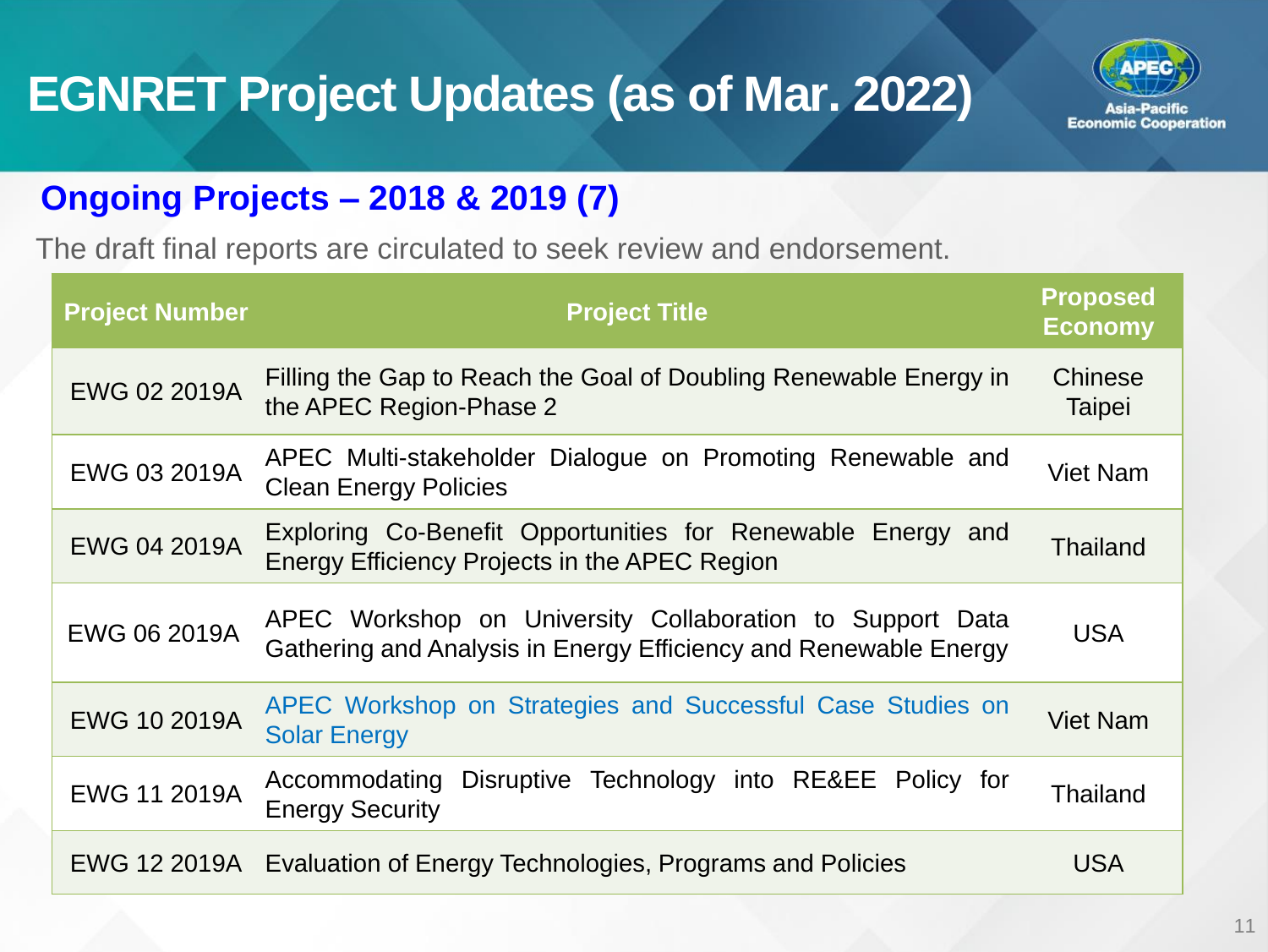# EGNRET Project Updates (as of Mar. 2022)

## Ongoing Projects – 2018 & 2019 (7)

The draft final reports are circulated to seek review and endorsement.

| Project Number | Project Title | Proposed Economy |
|---|---|---|
| EWG 02 2019A | Filling the Gap to Reach the Goal of Doubling Renewable Energy in the APEC Region-Phase 2 | Chinese Taipei |
| EWG 03 2019A | APEC Multi-stakeholder Dialogue on Promoting Renewable and Clean Energy Policies | Viet Nam |
| EWG 04 2019A | Exploring Co-Benefit Opportunities for Renewable Energy and Energy Efficiency Projects in the APEC Region | Thailand |
| EWG 06 2019A | APEC Workshop on University Collaboration to Support Data Gathering and Analysis in Energy Efficiency and Renewable Energy | USA |
| EWG 10 2019A | APEC Workshop on Strategies and Successful Case Studies on Solar Energy | Viet Nam |
| EWG 11 2019A | Accommodating Disruptive Technology into RE&EE Policy for Energy Security | Thailand |
| EWG 12 2019A | Evaluation of Energy Technologies, Programs and Policies | USA |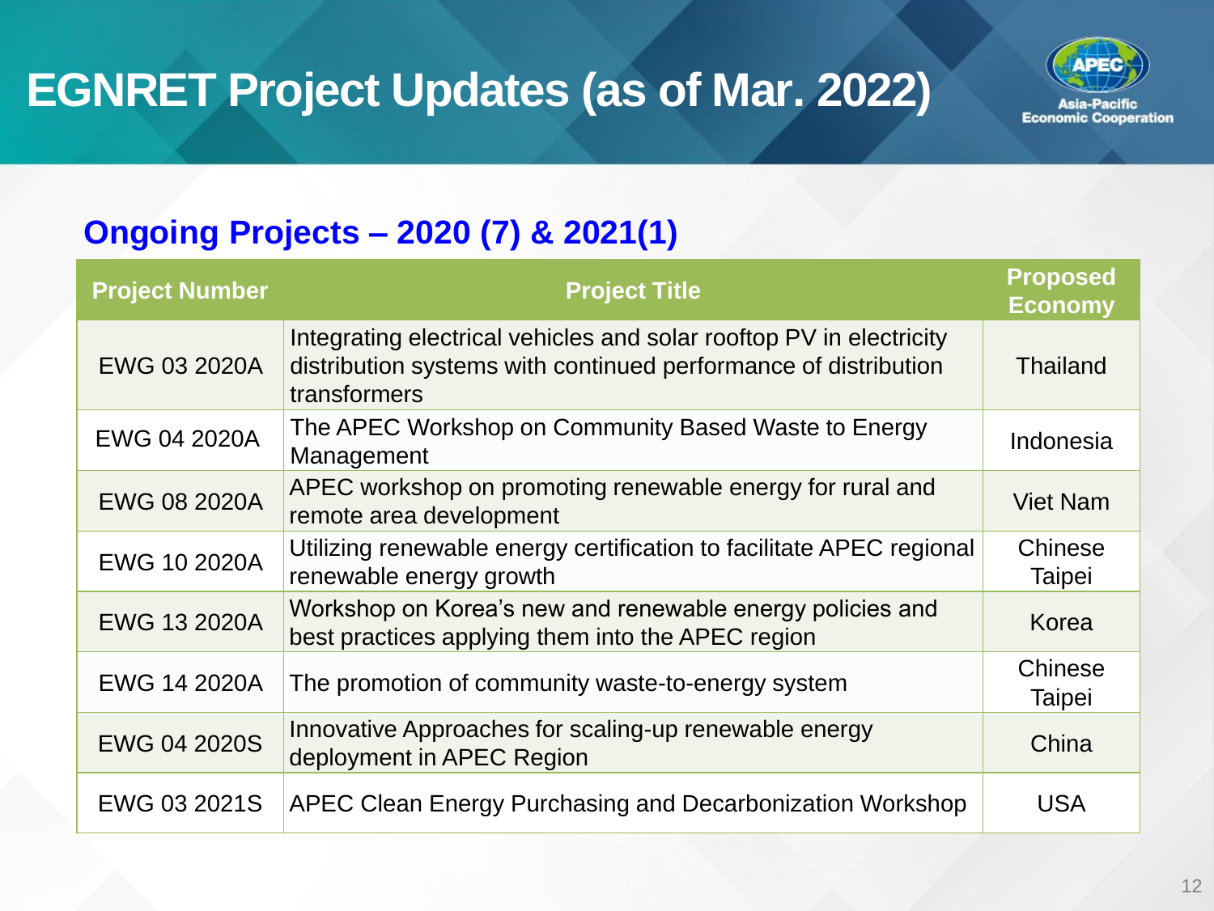# EGNRET Project Updates (as of Mar. 2022)

## Ongoing Projects – 2020 (7) & 2021(1)

| Project Number | Project Title | Proposed Economy |
|---|---|---|
| EWG 03 2020A | Integrating electrical vehicles and solar rooftop PV in electricity distribution systems with continued performance of distribution transformers | Thailand |
| EWG 04 2020A | The APEC Workshop on Community Based Waste to Energy Management | Indonesia |
| EWG 08 2020A | APEC workshop on promoting renewable energy for rural and remote area development | Viet Nam |
| EWG 10 2020A | Utilizing renewable energy certification to facilitate APEC regional renewable energy growth | Chinese Taipei |
| EWG 13 2020A | Workshop on Korea's new and renewable energy policies and best practices applying them into the APEC region | Korea |
| EWG 14 2020A | The promotion of community waste-to-energy system | Chinese Taipei |
| EWG 04 2020S | Innovative Approaches for scaling-up renewable energy deployment in APEC Region | China |
| EWG 03 2021S | APEC Clean Energy Purchasing and Decarbonization Workshop | USA |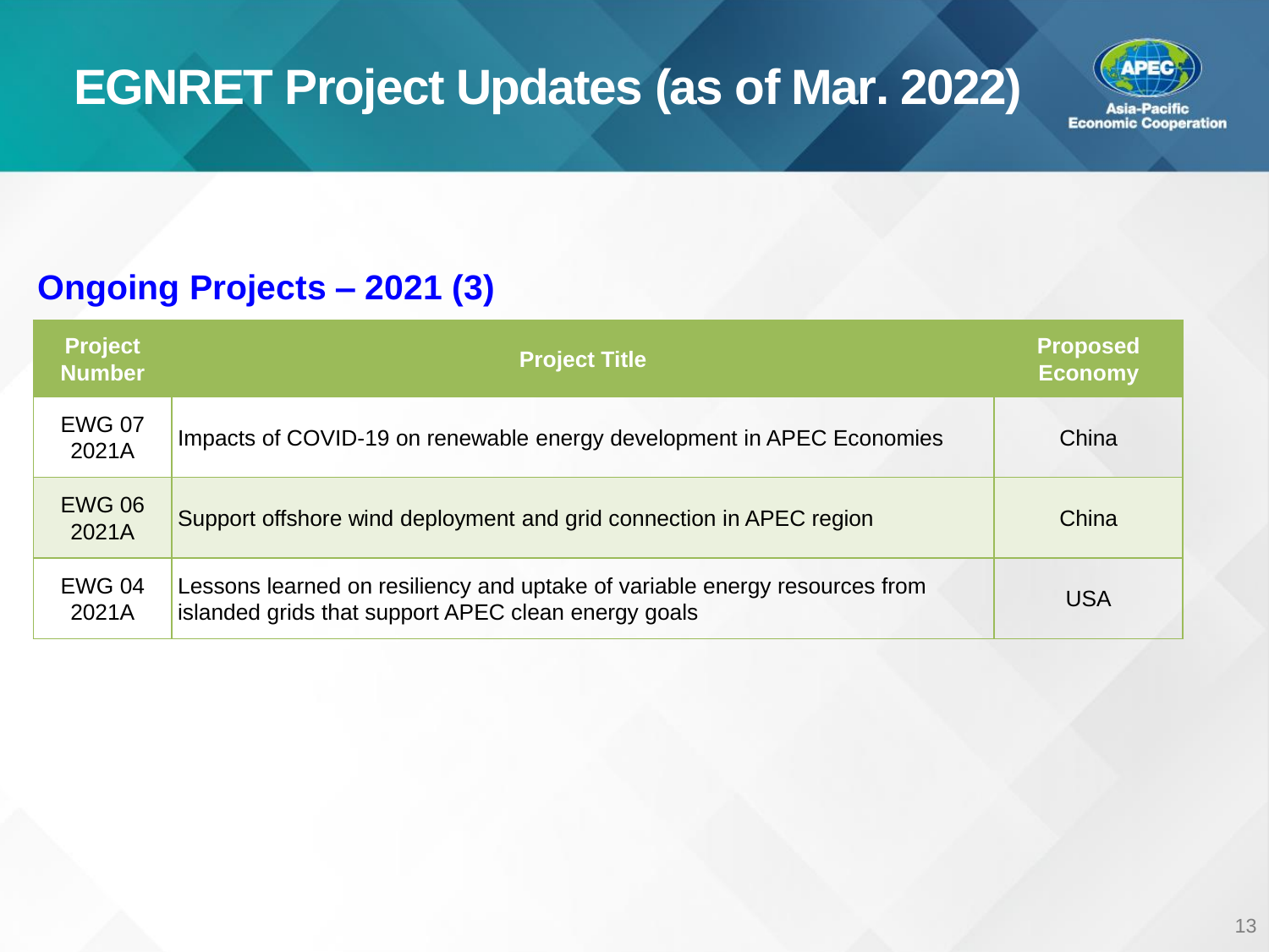# EGNRET Project Updates (as of Mar. 2022)

## Ongoing Projects – 2021 (3)

| Project Number | Project Title | Proposed Economy |
|---|---|---|
| EWG 07 2021A | Impacts of COVID-19 on renewable energy development in APEC Economies | China |
| EWG 06 2021A | Support offshore wind deployment and grid connection in APEC region | China |
| EWG 04 2021A | Lessons learned on resiliency and uptake of variable energy resources from islanded grids that support APEC clean energy goals | USA |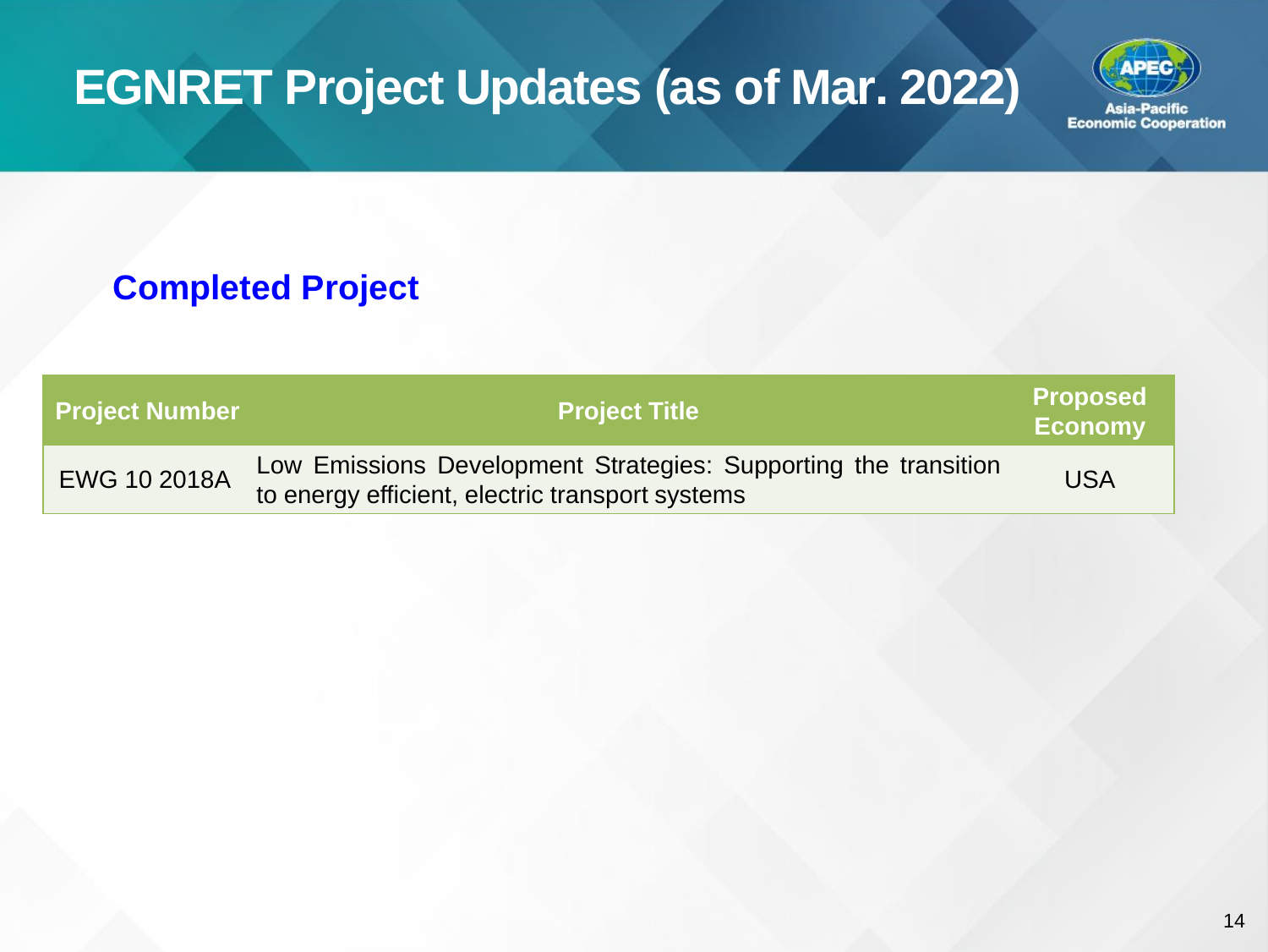# EGNRET Project Updates (as of Mar. 2022)

## Completed Project

| Project Number | Project Title | Proposed Economy |
|---|---|---|
| EWG 10 2018A | Low Emissions Development Strategies: Supporting the transition to energy efficient, electric transport systems | USA |